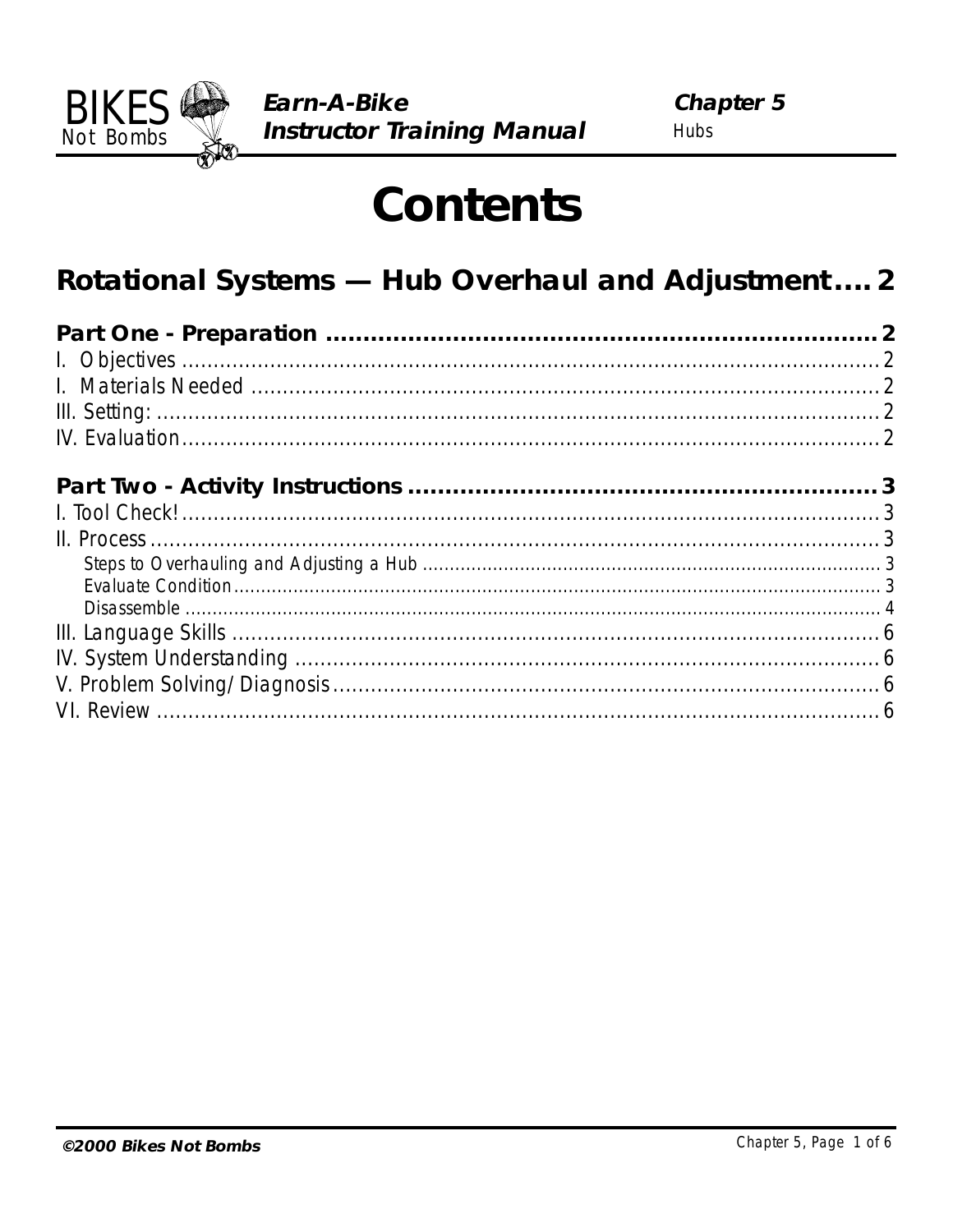# Contents

## Rotational Systems — Hub Overhaul and Adjustment .... 2

**Part One - Preparation .......................................................................... 2**

I. Objectives ........................................................................................................ 2

I. Materials Needed ............................................................................................ 2

III. Setting: ........................................................................................................... 2

IV. Evaluation ....................................................................................................... 2

**Part Two - Activity Instructions ............................................................... 3**

I. Tool Check! ........................................................................................................ 3

II. Process ............................................................................................................. 3

- Steps to Overhauling and Adjusting a Hub ........................................................ 3
- Evaluate Condition ............................................................................................ 3
- Disassemble ...................................................................................................... 4

III. Language Skills ................................................................................................ 6

IV. System Understanding ..................................................................................... 6

V. Problem Solving/Diagnosis ................................................................................ 6

VI. Review .............................................................................................................. 6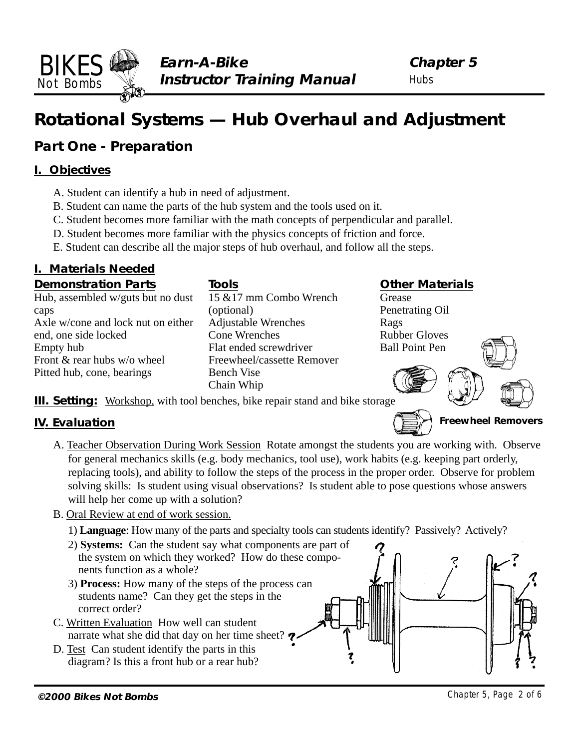# Rotational Systems — Hub Overhaul and Adjustment

## Part One - Preparation

### I. Objectives

A. Student can identify a hub in need of adjustment.
B. Student can name the parts of the hub system and the tools used on it.
C. Student becomes more familiar with the math concepts of perpendicular and parallel.
D. Student becomes more familiar with the physics concepts of friction and force.
E. Student can describe all the major steps of hub overhaul, and follow all the steps.

### I. Materials Needed

**Demonstration Parts**

Hub, assembled w/guts but no dust caps
Axle w/cone and lock nut on either end, one side locked
Empty hub
Front & rear hubs w/o wheel
Pitted hub, cone, bearings

**Tools**

15 &17 mm Combo Wrench (optional)
Adjustable Wrenches
Cone Wrenches
Flat ended screwdriver
Freewheel/cassette Remover
Bench Vise
Chain Whip

**Other Materials**

Grease
Penetrating Oil
Rags
Rubber Gloves
Ball Point Pen

**Freewheel Removers**

**III. Setting:** Workshop, with tool benches, bike repair stand and bike storage

### IV. Evaluation

A. Teacher Observation During Work Session Rotate amongst the students you are working with. Observe for general mechanics skills (e.g. body mechanics, tool use), work habits (e.g. keeping part orderly, replacing tools), and ability to follow the steps of the process in the proper order. Observe for problem solving skills: Is student using visual observations? Is student able to pose questions whose answers will help her come up with a solution?

B. Oral Review at end of work session.

1) **Language**: How many of the parts and specialty tools can students identify? Passively? Actively?

2) **Systems:** Can the student say what components are part of the system on which they worked? How do these components function as a whole?

3) **Process:** How many of the steps of the process can students name? Can they get the steps in the correct order?

C. Written Evaluation How well can student narrate what she did that day on her time sheet?

D. Test Can student identify the parts in this diagram? Is this a front hub or a rear hub?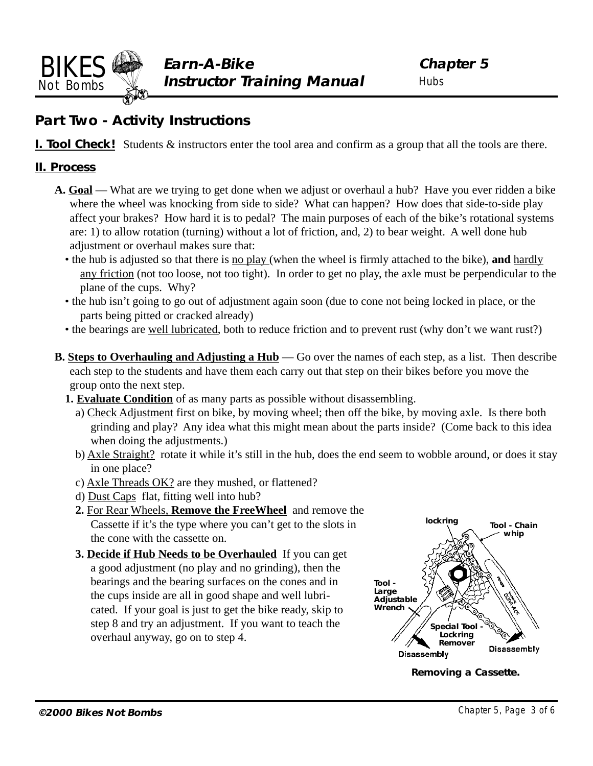## Part Two - Activity Instructions

**I. Tool Check!** Students & instructors enter the tool area and confirm as a group that all the tools are there.

### II. Process

**A. Goal** — What are we trying to get done when we adjust or overhaul a hub? Have you ever ridden a bike where the wheel was knocking from side to side? What can happen? How does that side-to-side play affect your brakes? How hard it is to pedal? The main purposes of each of the bike's rotational systems are: 1) to allow rotation (turning) without a lot of friction, and, 2) to bear weight. A well done hub adjustment or overhaul makes sure that:

- the hub is adjusted so that there is no play (when the wheel is firmly attached to the bike), **and** hardly any friction (not too loose, not too tight). In order to get no play, the axle must be perpendicular to the plane of the cups. Why?
- the hub isn't going to go out of adjustment again soon (due to cone not being locked in place, or the parts being pitted or cracked already)
- the bearings are well lubricated, both to reduce friction and to prevent rust (why don't we want rust?)

**B. Steps to Overhauling and Adjusting a Hub** — Go over the names of each step, as a list. Then describe each step to the students and have them each carry out that step on their bikes before you move the group onto the next step.

**1. Evaluate Condition** of as many parts as possible without disassembling.

a) Check Adjustment first on bike, by moving wheel; then off the bike, by moving axle. Is there both grinding and play? Any idea what this might mean about the parts inside? (Come back to this idea when doing the adjustments.)

b) Axle Straight? rotate it while it's still in the hub, does the end seem to wobble around, or does it stay in one place?

c) Axle Threads OK? are they mushed, or flattened?

d) Dust Caps flat, fitting well into hub?

**2.** For Rear Wheels, **Remove the FreeWheel** and remove the Cassette if it's the type where you can't get to the slots in the cone with the cassette on.

**3. Decide if Hub Needs to be Overhauled** If you can get a good adjustment (no play and no grinding), then the bearings and the bearing surfaces on the cones and in the cups inside are all in good shape and well lubricated. If your goal is just to get the bike ready, skip to step 8 and try an adjustment. If you want to teach the overhaul anyway, go on to step 4.

lockring · Tool - Chain whip · Tool - Large Adjustable Wrench · Special Tool - Lockring Remover · Disassembly · Disassembly

**Removing a Cassette.**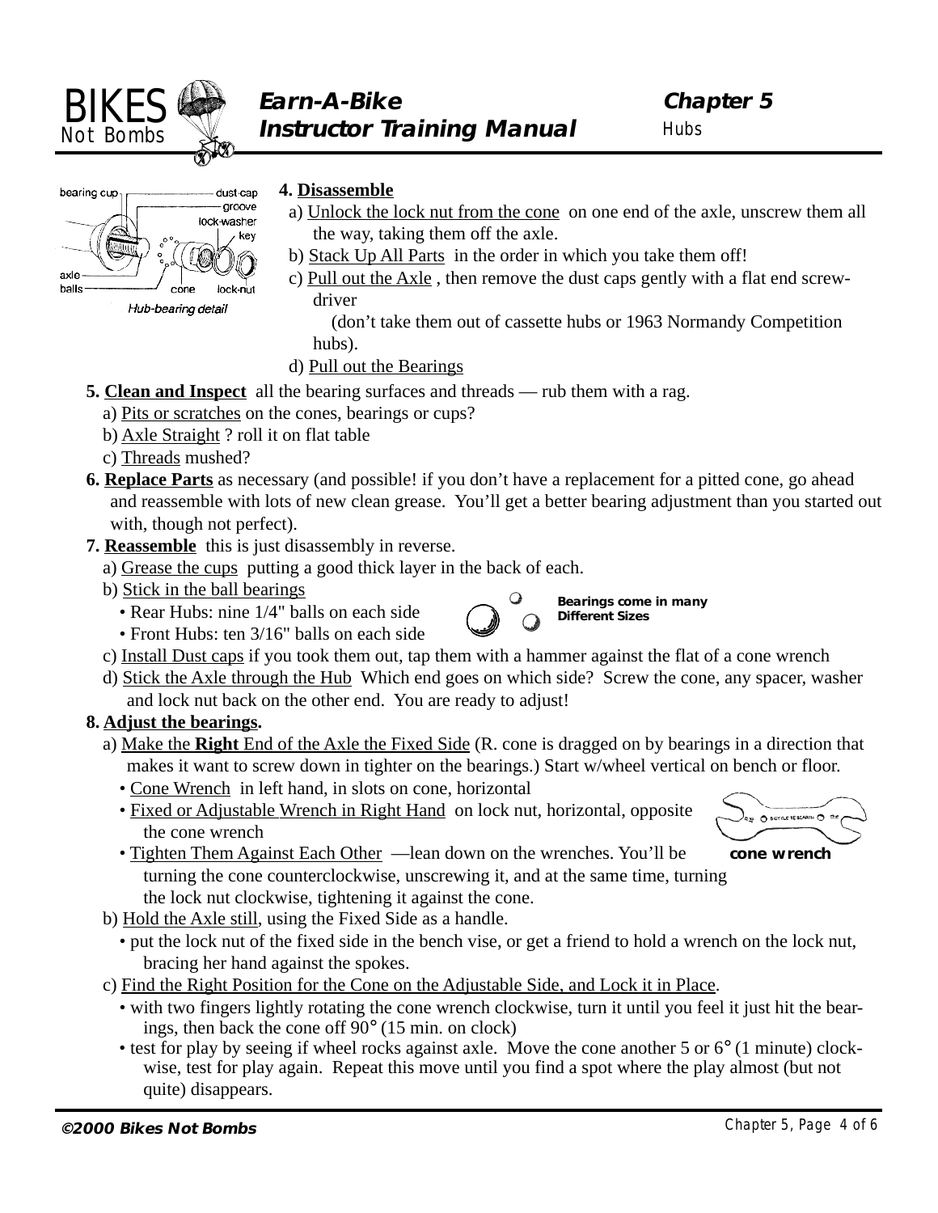**4. Disassemble**

a) Unlock the lock nut from the cone on one end of the axle, unscrew them all the way, taking them off the axle.

b) Stack Up All Parts in the order in which you take them off!

c) Pull out the Axle , then remove the dust caps gently with a flat end screw-driver (don't take them out of cassette hubs or 1963 Normandy Competition hubs).

d) Pull out the Bearings

**5. Clean and Inspect** all the bearing surfaces and threads — rub them with a rag.

a) Pits or scratches on the cones, bearings or cups?

b) Axle Straight ? roll it on flat table

c) Threads mushed?

**6. Replace Parts** as necessary (and possible! if you don't have a replacement for a pitted cone, go ahead and reassemble with lots of new clean grease. You'll get a better bearing adjustment than you started out with, though not perfect).

**7. Reassemble** this is just disassembly in reverse.

a) Grease the cups putting a good thick layer in the back of each.

b) Stick in the ball bearings
- Rear Hubs: nine 1/4" balls on each side
- Front Hubs: ten 3/16" balls on each side

*Bearings come in many Different Sizes*

c) Install Dust caps if you took them out, tap them with a hammer against the flat of a cone wrench

d) Stick the Axle through the Hub Which end goes on which side? Screw the cone, any spacer, washer and lock nut back on the other end. You are ready to adjust!

**8. Adjust the bearings.**

a) Make the **Right** End of the Axle the Fixed Side (R. cone is dragged on by bearings in a direction that makes it want to screw down in tighter on the bearings.) Start w/wheel vertical on bench or floor.
- Cone Wrench in left hand, in slots on cone, horizontal
- Fixed or Adjustable Wrench in Right Hand on lock nut, horizontal, opposite the cone wrench
- Tighten Them Against Each Other —lean down on the wrenches. You'll be turning the cone counterclockwise, unscrewing it, and at the same time, turning the lock nut clockwise, tightening it against the cone.

*cone wrench*

b) Hold the Axle still, using the Fixed Side as a handle.
- put the lock nut of the fixed side in the bench vise, or get a friend to hold a wrench on the lock nut, bracing her hand against the spokes.

c) Find the Right Position for the Cone on the Adjustable Side, and Lock it in Place.
- with two fingers lightly rotating the cone wrench clockwise, turn it until you feel it just hit the bearings, then back the cone off 90° (15 min. on clock)
- test for play by seeing if wheel rocks against axle. Move the cone another 5 or 6° (1 minute) clockwise, test for play again. Repeat this move until you find a spot where the play almost (but not quite) disappears.

©2000 Bikes Not Bombs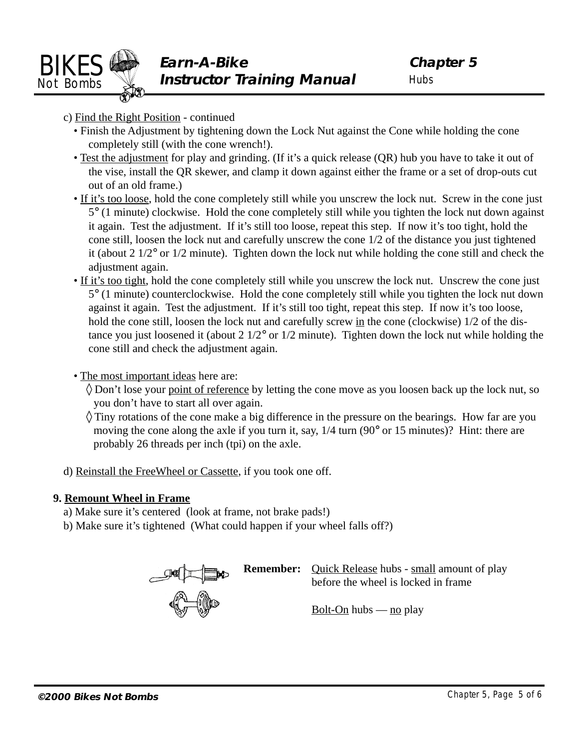c) Find the Right Position - continued

- Finish the Adjustment by tightening down the Lock Nut against the Cone while holding the cone completely still (with the cone wrench!).
- Test the adjustment for play and grinding. (If it's a quick release (QR) hub you have to take it out of the vise, install the QR skewer, and clamp it down against either the frame or a set of drop-outs cut out of an old frame.)
- If it's too loose, hold the cone completely still while you unscrew the lock nut. Screw in the cone just 5° (1 minute) clockwise. Hold the cone completely still while you tighten the lock nut down against it again. Test the adjustment. If it's still too loose, repeat this step. If now it's too tight, hold the cone still, loosen the lock nut and carefully unscrew the cone 1/2 of the distance you just tightened it (about 2 1/2° or 1/2 minute). Tighten down the lock nut while holding the cone still and check the adjustment again.
- If it's too tight, hold the cone completely still while you unscrew the lock nut. Unscrew the cone just 5° (1 minute) counterclockwise. Hold the cone completely still while you tighten the lock nut down against it again. Test the adjustment. If it's still too tight, repeat this step. If now it's too loose, hold the cone still, loosen the lock nut and carefully screw in the cone (clockwise) 1/2 of the distance you just loosened it (about 2 1/2° or 1/2 minute). Tighten down the lock nut while holding the cone still and check the adjustment again.

- The most important ideas here are:
  - ◊ Don't lose your point of reference by letting the cone move as you loosen back up the lock nut, so you don't have to start all over again.
  - ◊ Tiny rotations of the cone make a big difference in the pressure on the bearings. How far are you moving the cone along the axle if you turn it, say, 1/4 turn (90° or 15 minutes)? Hint: there are probably 26 threads per inch (tpi) on the axle.

d) Reinstall the FreeWheel or Cassette, if you took one off.

**9. Remount Wheel in Frame**

a) Make sure it's centered (look at frame, not brake pads!)

b) Make sure it's tightened (What could happen if your wheel falls off?)

**Remember:** Quick Release hubs - small amount of play before the wheel is locked in frame

Bolt-On hubs — no play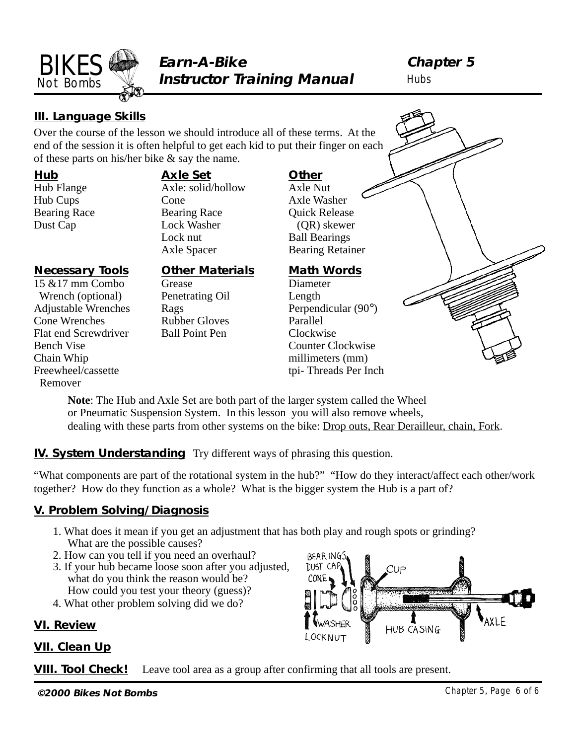### III. Language Skills

Over the course of the lesson we should introduce all of these terms. At the end of the session it is often helpful to get each kid to put their finger on each of these parts on his/her bike & say the name.

| **Hub** | **Axle Set** | **Other** |
|---|---|---|
| Hub Flange | Axle: solid/hollow | Axle Nut |
| Hub Cups | Cone | Axle Washer |
| Bearing Race | Bearing Race | Quick Release (QR) skewer |
| Dust Cap | Lock Washer | Ball Bearings |
| | Lock nut | Bearing Retainer |
| | Axle Spacer | |

| **Necessary Tools** | **Other Materials** | **Math Words** |
|---|---|---|
| 15 &17 mm Combo Wrench (optional) | Grease | Diameter |
| Adjustable Wrenches | Penetrating Oil | Length |
| Cone Wrenches | Rags | Perpendicular (90°) |
| Flat end Screwdriver | Rubber Gloves | Parallel |
| Bench Vise | Ball Point Pen | Clockwise |
| Chain Whip | | Counter Clockwise |
| Freewheel/cassette Remover | | millimeters (mm) |
| | | tpi- Threads Per Inch |

**Note**: The Hub and Axle Set are both part of the larger system called the Wheel or Pneumatic Suspension System. In this lesson you will also remove wheels, dealing with these parts from other systems on the bike: Drop outs, Rear Derailleur, chain, Fork.

### IV. System Understanding

Try different ways of phrasing this question.

"What components are part of the rotational system in the hub?" "How do they interact/affect each other/work together? How do they function as a whole? What is the bigger system the Hub is a part of?

### V. Problem Solving/Diagnosis

1. What does it mean if you get an adjustment that has both play and rough spots or grinding? What are the possible causes?
2. How can you tell if you need an overhaul?
3. If your hub became loose soon after you adjusted, what do you think the reason would be? How could you test your theory (guess)?
4. What other problem solving did we do?

BEARINGS
DUST CAP
CONE
CUP
WASHER
LOCKNUT
HUB CASING
AXLE

### VI. Review

### VII. Clean Up

### VIII. Tool Check!

Leave tool area as a group after confirming that all tools are present.